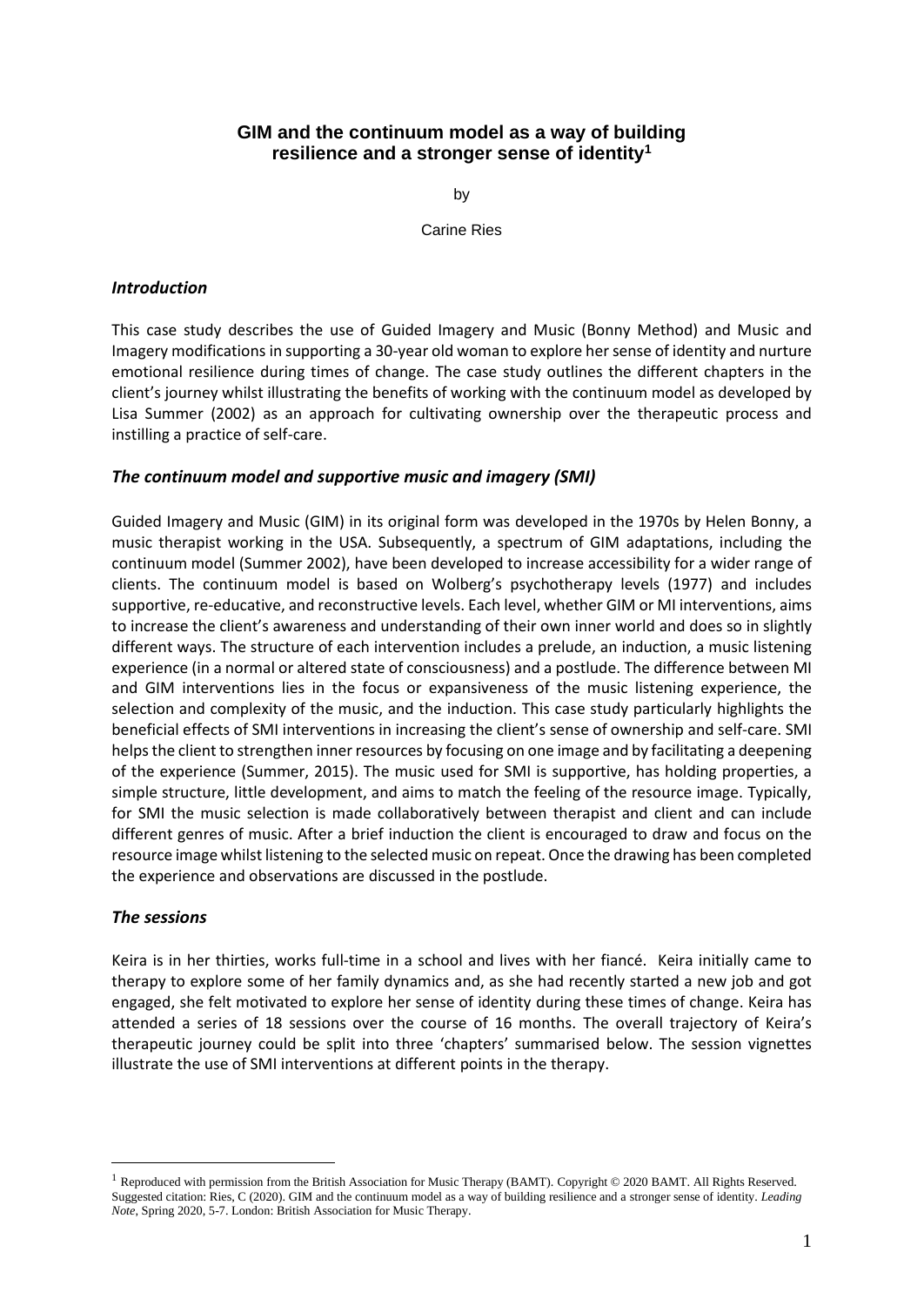# GIM and the continuum model as a way of building resilience and a stronger sense of identity[1]

by

Carine Ries

### *Introduction*

This case study describes the use of Guided Imagery and Music (Bonny Method) and Music and Imagery modifications in supporting a 30-year old woman to explore her sense of identity and nurture emotional resilience during times of change. The case study outlines the different chapters in the client's journey whilst illustrating the benefits of working with the continuum model as developed by Lisa Summer (2002) as an approach for cultivating ownership over the therapeutic process and instilling a practice of self-care.

### *The continuum model and supportive music and imagery (SMI)*

Guided Imagery and Music (GIM) in its original form was developed in the 1970s by Helen Bonny, a music therapist working in the USA. Subsequently, a spectrum of GIM adaptations, including the continuum model (Summer 2002), have been developed to increase accessibility for a wider range of clients. The continuum model is based on Wolberg's psychotherapy levels (1977) and includes supportive, re-educative, and reconstructive levels. Each level, whether GIM or MI interventions, aims to increase the client's awareness and understanding of their own inner world and does so in slightly different ways. The structure of each intervention includes a prelude, an induction, a music listening experience (in a normal or altered state of consciousness) and a postlude. The difference between MI and GIM interventions lies in the focus or expansiveness of the music listening experience, the selection and complexity of the music, and the induction. This case study particularly highlights the beneficial effects of SMI interventions in increasing the client's sense of ownership and self-care. SMI helps the client to strengthen inner resources by focusing on one image and by facilitating a deepening of the experience (Summer, 2015). The music used for SMI is supportive, has holding properties, a simple structure, little development, and aims to match the feeling of the resource image. Typically, for SMI the music selection is made collaboratively between therapist and client and can include different genres of music. After a brief induction the client is encouraged to draw and focus on the resource image whilst listening to the selected music on repeat. Once the drawing has been completed the experience and observations are discussed in the postlude.

### *The sessions*

Keira is in her thirties, works full-time in a school and lives with her fiancé. Keira initially came to therapy to explore some of her family dynamics and, as she had recently started a new job and got engaged, she felt motivated to explore her sense of identity during these times of change. Keira has attended a series of 18 sessions over the course of 16 months. The overall trajectory of Keira's therapeutic journey could be split into three 'chapters' summarised below. The session vignettes illustrate the use of SMI interventions at different points in the therapy.

---

[1] Reproduced with permission from the British Association for Music Therapy (BAMT). Copyright © 2020 BAMT. All Rights Reserved. Suggested citation: Ries, C (2020). GIM and the continuum model as a way of building resilience and a stronger sense of identity. *Leading Note*, Spring 2020, 5-7. London: British Association for Music Therapy.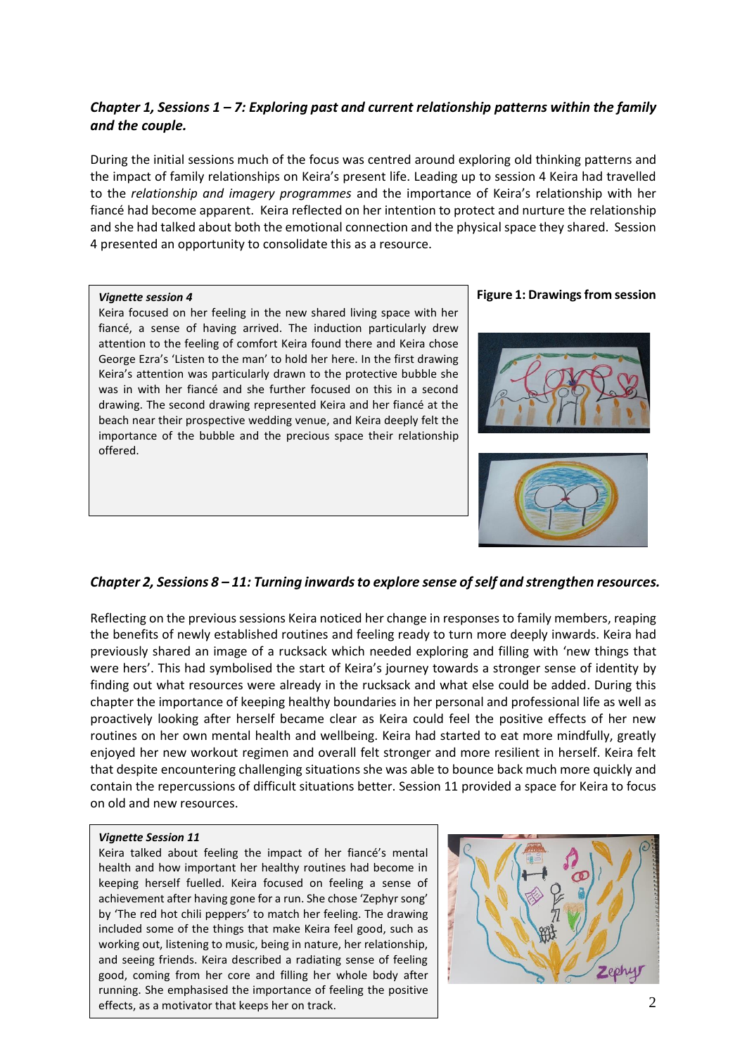***Chapter 1, Sessions 1 – 7: Exploring past and current relationship patterns within the family and the couple.***

During the initial sessions much of the focus was centred around exploring old thinking patterns and the impact of family relationships on Keira's present life. Leading up to session 4 Keira had travelled to the *relationship and imagery programmes* and the importance of Keira's relationship with her fiancé had become apparent. Keira reflected on her intention to protect and nurture the relationship and she had talked about both the emotional connection and the physical space they shared. Session 4 presented an opportunity to consolidate this as a resource.

***Vignette session 4***

Keira focused on her feeling in the new shared living space with her fiancé, a sense of having arrived. The induction particularly drew attention to the feeling of comfort Keira found there and Keira chose George Ezra's 'Listen to the man' to hold her here. In the first drawing Keira's attention was particularly drawn to the protective bubble she was in with her fiancé and she further focused on this in a second drawing. The second drawing represented Keira and her fiancé at the beach near their prospective wedding venue, and Keira deeply felt the importance of the bubble and the precious space their relationship offered.

**Figure 1: Drawings from session**

***Chapter 2, Sessions 8 – 11: Turning inwards to explore sense of self and strengthen resources.***

Reflecting on the previous sessions Keira noticed her change in responses to family members, reaping the benefits of newly established routines and feeling ready to turn more deeply inwards. Keira had previously shared an image of a rucksack which needed exploring and filling with 'new things that were hers'. This had symbolised the start of Keira's journey towards a stronger sense of identity by finding out what resources were already in the rucksack and what else could be added. During this chapter the importance of keeping healthy boundaries in her personal and professional life as well as proactively looking after herself became clear as Keira could feel the positive effects of her new routines on her own mental health and wellbeing. Keira had started to eat more mindfully, greatly enjoyed her new workout regimen and overall felt stronger and more resilient in herself. Keira felt that despite encountering challenging situations she was able to bounce back much more quickly and contain the repercussions of difficult situations better. Session 11 provided a space for Keira to focus on old and new resources.

***Vignette Session 11***

Keira talked about feeling the impact of her fiancé's mental health and how important her healthy routines had become in keeping herself fuelled. Keira focused on feeling a sense of achievement after having gone for a run. She chose 'Zephyr song' by 'The red hot chili peppers' to match her feeling. The drawing included some of the things that make Keira feel good, such as working out, listening to music, being in nature, her relationship, and seeing friends. Keira described a radiating sense of feeling good, coming from her core and filling her whole body after running. She emphasised the importance of feeling the positive effects, as a motivator that keeps her on track.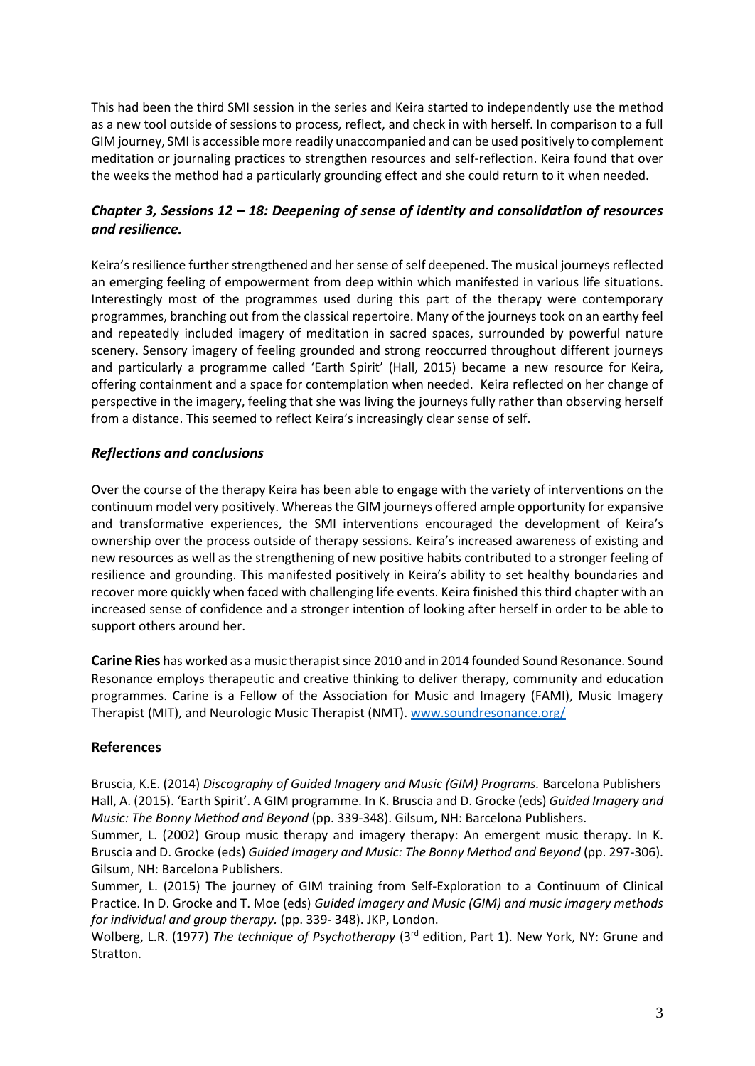This had been the third SMI session in the series and Keira started to independently use the method as a new tool outside of sessions to process, reflect, and check in with herself. In comparison to a full GIM journey, SMI is accessible more readily unaccompanied and can be used positively to complement meditation or journaling practices to strengthen resources and self-reflection. Keira found that over the weeks the method had a particularly grounding effect and she could return to it when needed.

### *Chapter 3, Sessions 12 – 18: Deepening of sense of identity and consolidation of resources and resilience.*

Keira's resilience further strengthened and her sense of self deepened. The musical journeys reflected an emerging feeling of empowerment from deep within which manifested in various life situations. Interestingly most of the programmes used during this part of the therapy were contemporary programmes, branching out from the classical repertoire. Many of the journeys took on an earthy feel and repeatedly included imagery of meditation in sacred spaces, surrounded by powerful nature scenery. Sensory imagery of feeling grounded and strong reoccurred throughout different journeys and particularly a programme called 'Earth Spirit' (Hall, 2015) became a new resource for Keira, offering containment and a space for contemplation when needed. Keira reflected on her change of perspective in the imagery, feeling that she was living the journeys fully rather than observing herself from a distance. This seemed to reflect Keira's increasingly clear sense of self.

### *Reflections and conclusions*

Over the course of the therapy Keira has been able to engage with the variety of interventions on the continuum model very positively. Whereas the GIM journeys offered ample opportunity for expansive and transformative experiences, the SMI interventions encouraged the development of Keira's ownership over the process outside of therapy sessions. Keira's increased awareness of existing and new resources as well as the strengthening of new positive habits contributed to a stronger feeling of resilience and grounding. This manifested positively in Keira's ability to set healthy boundaries and recover more quickly when faced with challenging life events. Keira finished this third chapter with an increased sense of confidence and a stronger intention of looking after herself in order to be able to support others around her.

**Carine Ries** has worked as a music therapist since 2010 and in 2014 founded Sound Resonance. Sound Resonance employs therapeutic and creative thinking to deliver therapy, community and education programmes. Carine is a Fellow of the Association for Music and Imagery (FAMI), Music Imagery Therapist (MIT), and Neurologic Music Therapist (NMT). [www.soundresonance.org/](www.soundresonance.org/)

## References

Bruscia, K.E. (2014) *Discography of Guided Imagery and Music (GIM) Programs.* Barcelona Publishers

Hall, A. (2015). 'Earth Spirit'. A GIM programme. In K. Bruscia and D. Grocke (eds) *Guided Imagery and Music: The Bonny Method and Beyond* (pp. 339-348). Gilsum, NH: Barcelona Publishers.

Summer, L. (2002) Group music therapy and imagery therapy: An emergent music therapy. In K. Bruscia and D. Grocke (eds) *Guided Imagery and Music: The Bonny Method and Beyond* (pp. 297-306). Gilsum, NH: Barcelona Publishers.

Summer, L. (2015) The journey of GIM training from Self-Exploration to a Continuum of Clinical Practice. In D. Grocke and T. Moe (eds) *Guided Imagery and Music (GIM) and music imagery methods for individual and group therapy.* (pp. 339- 348). JKP, London.

Wolberg, L.R. (1977) *The technique of Psychotherapy* (3rd edition, Part 1). New York, NY: Grune and Stratton.